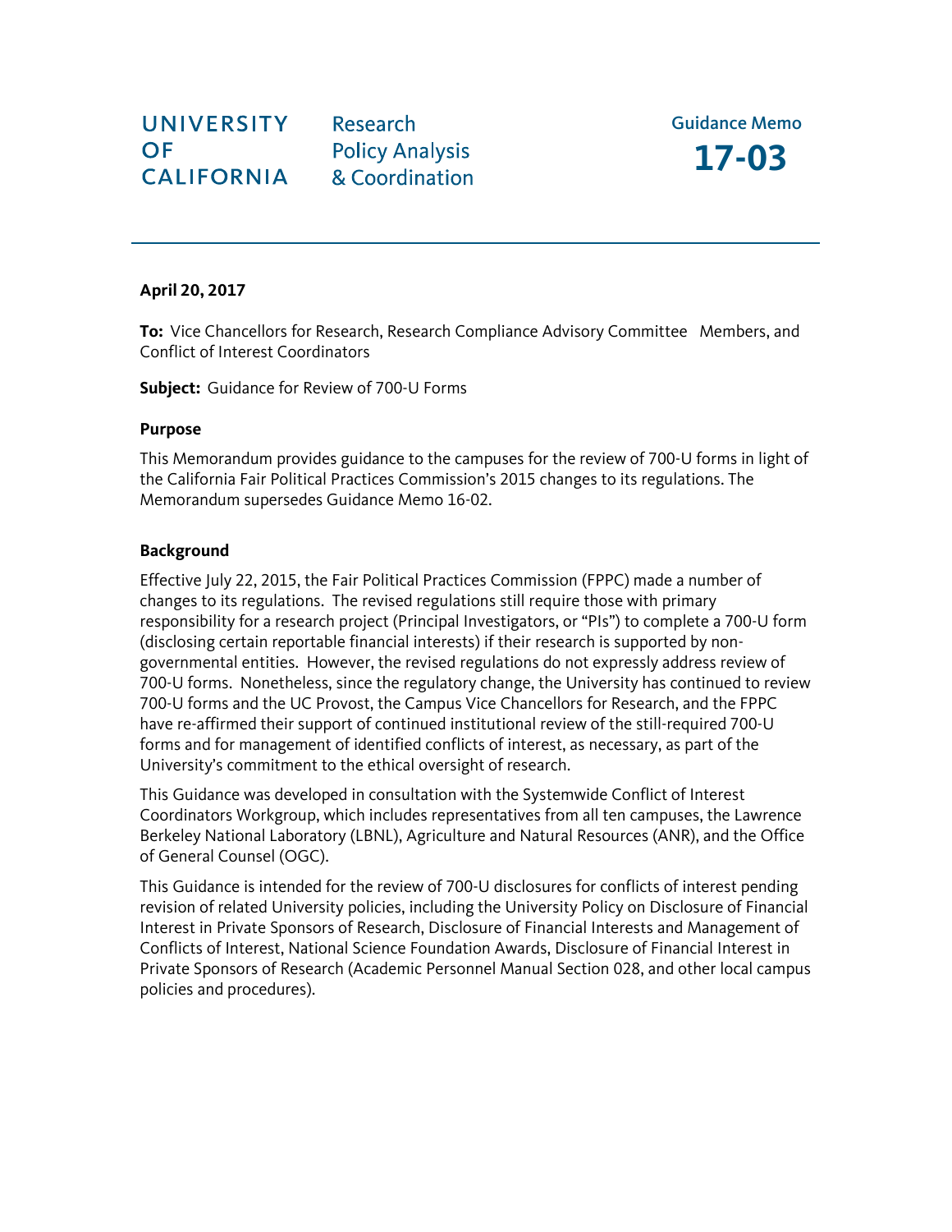UNIVERSITY OF CALIFORNIA

Research Policy Analysis & Coordination

Guidance Memo **17-03**

---

**April 20, 2017**

**To:** Vice Chancellors for Research, Research Compliance Advisory Committee Members, and Conflict of Interest Coordinators

**Subject:** Guidance for Review of 700-U Forms

### Purpose

This Memorandum provides guidance to the campuses for the review of 700-U forms in light of the California Fair Political Practices Commission's 2015 changes to its regulations. The Memorandum supersedes Guidance Memo 16-02.

### Background

Effective July 22, 2015, the Fair Political Practices Commission (FPPC) made a number of changes to its regulations. The revised regulations still require those with primary responsibility for a research project (Principal Investigators, or "PIs") to complete a 700-U form (disclosing certain reportable financial interests) if their research is supported by non-governmental entities. However, the revised regulations do not expressly address review of 700-U forms. Nonetheless, since the regulatory change, the University has continued to review 700-U forms and the UC Provost, the Campus Vice Chancellors for Research, and the FPPC have re-affirmed their support of continued institutional review of the still-required 700-U forms and for management of identified conflicts of interest, as necessary, as part of the University's commitment to the ethical oversight of research.

This Guidance was developed in consultation with the Systemwide Conflict of Interest Coordinators Workgroup, which includes representatives from all ten campuses, the Lawrence Berkeley National Laboratory (LBNL), Agriculture and Natural Resources (ANR), and the Office of General Counsel (OGC).

This Guidance is intended for the review of 700-U disclosures for conflicts of interest pending revision of related University policies, including the University Policy on Disclosure of Financial Interest in Private Sponsors of Research, Disclosure of Financial Interests and Management of Conflicts of Interest, National Science Foundation Awards, Disclosure of Financial Interest in Private Sponsors of Research (Academic Personnel Manual Section 028, and other local campus policies and procedures).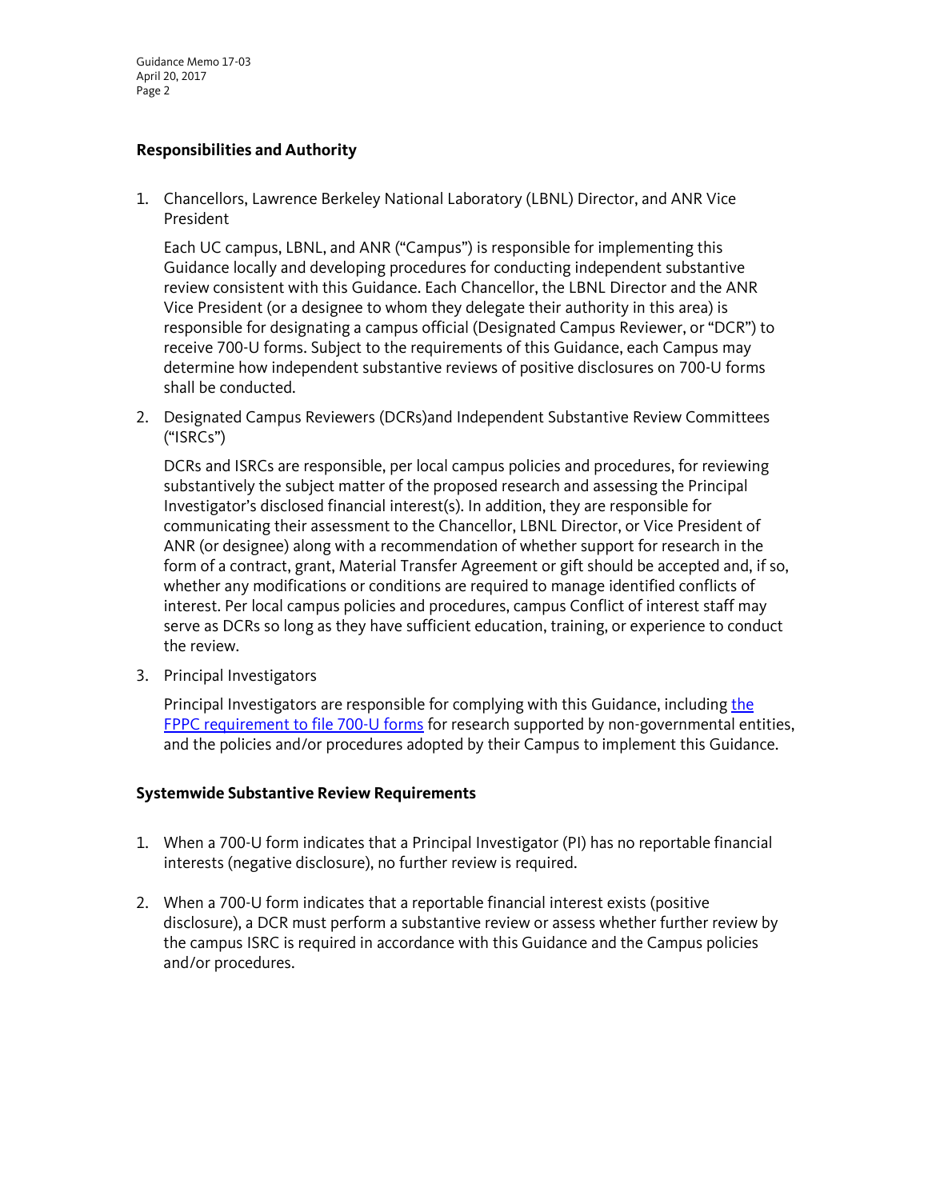## Responsibilities and Authority

1. Chancellors, Lawrence Berkeley National Laboratory (LBNL) Director, and ANR Vice President

   Each UC campus, LBNL, and ANR ("Campus") is responsible for implementing this Guidance locally and developing procedures for conducting independent substantive review consistent with this Guidance. Each Chancellor, the LBNL Director and the ANR Vice President (or a designee to whom they delegate their authority in this area) is responsible for designating a campus official (Designated Campus Reviewer, or "DCR") to receive 700-U forms. Subject to the requirements of this Guidance, each Campus may determine how independent substantive reviews of positive disclosures on 700-U forms shall be conducted.

2. Designated Campus Reviewers (DCRs)and Independent Substantive Review Committees ("ISRCs")

   DCRs and ISRCs are responsible, per local campus policies and procedures, for reviewing substantively the subject matter of the proposed research and assessing the Principal Investigator's disclosed financial interest(s). In addition, they are responsible for communicating their assessment to the Chancellor, LBNL Director, or Vice President of ANR (or designee) along with a recommendation of whether support for research in the form of a contract, grant, Material Transfer Agreement or gift should be accepted and, if so, whether any modifications or conditions are required to manage identified conflicts of interest. Per local campus policies and procedures, campus Conflict of interest staff may serve as DCRs so long as they have sufficient education, training, or experience to conduct the review.

3. Principal Investigators

   Principal Investigators are responsible for complying with this Guidance, including the FPPC requirement to file 700-U forms for research supported by non-governmental entities, and the policies and/or procedures adopted by their Campus to implement this Guidance.

## Systemwide Substantive Review Requirements

1. When a 700-U form indicates that a Principal Investigator (PI) has no reportable financial interests (negative disclosure), no further review is required.

2. When a 700-U form indicates that a reportable financial interest exists (positive disclosure), a DCR must perform a substantive review or assess whether further review by the campus ISRC is required in accordance with this Guidance and the Campus policies and/or procedures.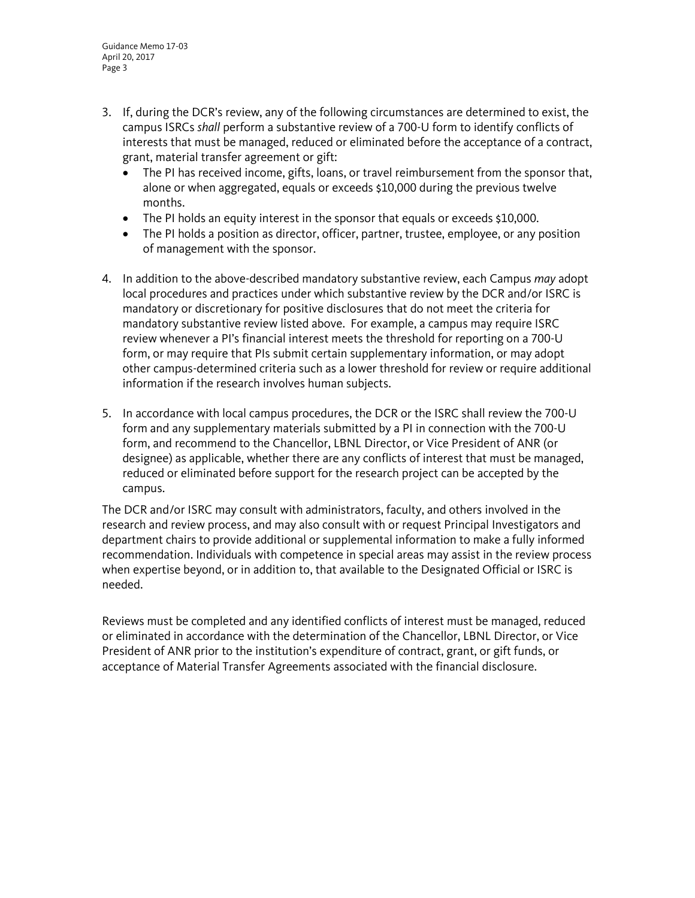3. If, during the DCR's review, any of the following circumstances are determined to exist, the campus ISRCs *shall* perform a substantive review of a 700-U form to identify conflicts of interests that must be managed, reduced or eliminated before the acceptance of a contract, grant, material transfer agreement or gift:
   - The PI has received income, gifts, loans, or travel reimbursement from the sponsor that, alone or when aggregated, equals or exceeds $10,000 during the previous twelve months.
   - The PI holds an equity interest in the sponsor that equals or exceeds $10,000.
   - The PI holds a position as director, officer, partner, trustee, employee, or any position of management with the sponsor.

4. In addition to the above-described mandatory substantive review, each Campus *may* adopt local procedures and practices under which substantive review by the DCR and/or ISRC is mandatory or discretionary for positive disclosures that do not meet the criteria for mandatory substantive review listed above. For example, a campus may require ISRC review whenever a PI's financial interest meets the threshold for reporting on a 700-U form, or may require that PIs submit certain supplementary information, or may adopt other campus-determined criteria such as a lower threshold for review or require additional information if the research involves human subjects.

5. In accordance with local campus procedures, the DCR or the ISRC shall review the 700-U form and any supplementary materials submitted by a PI in connection with the 700-U form, and recommend to the Chancellor, LBNL Director, or Vice President of ANR (or designee) as applicable, whether there are any conflicts of interest that must be managed, reduced or eliminated before support for the research project can be accepted by the campus.

The DCR and/or ISRC may consult with administrators, faculty, and others involved in the research and review process, and may also consult with or request Principal Investigators and department chairs to provide additional or supplemental information to make a fully informed recommendation. Individuals with competence in special areas may assist in the review process when expertise beyond, or in addition to, that available to the Designated Official or ISRC is needed.

Reviews must be completed and any identified conflicts of interest must be managed, reduced or eliminated in accordance with the determination of the Chancellor, LBNL Director, or Vice President of ANR prior to the institution's expenditure of contract, grant, or gift funds, or acceptance of Material Transfer Agreements associated with the financial disclosure.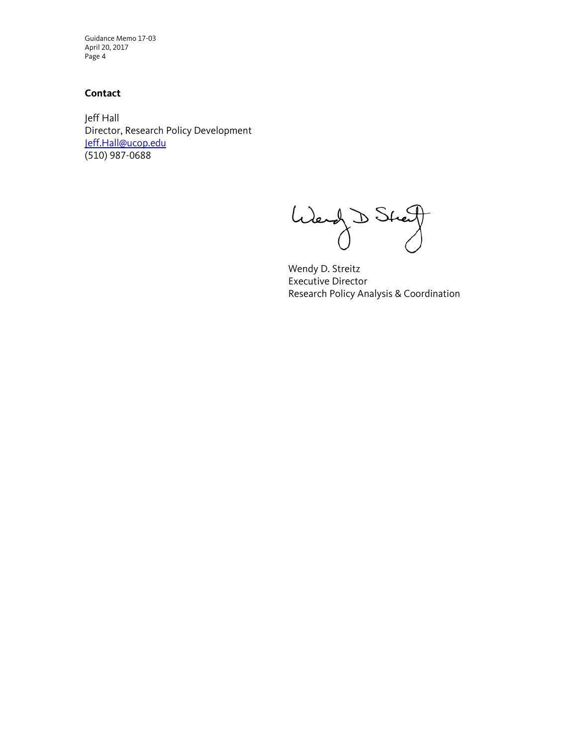## Contact

Jeff Hall
Director, Research Policy Development
Jeff.Hall@ucop.edu
(510) 987-0688

Wendy D. Streitz
Executive Director
Research Policy Analysis & Coordination